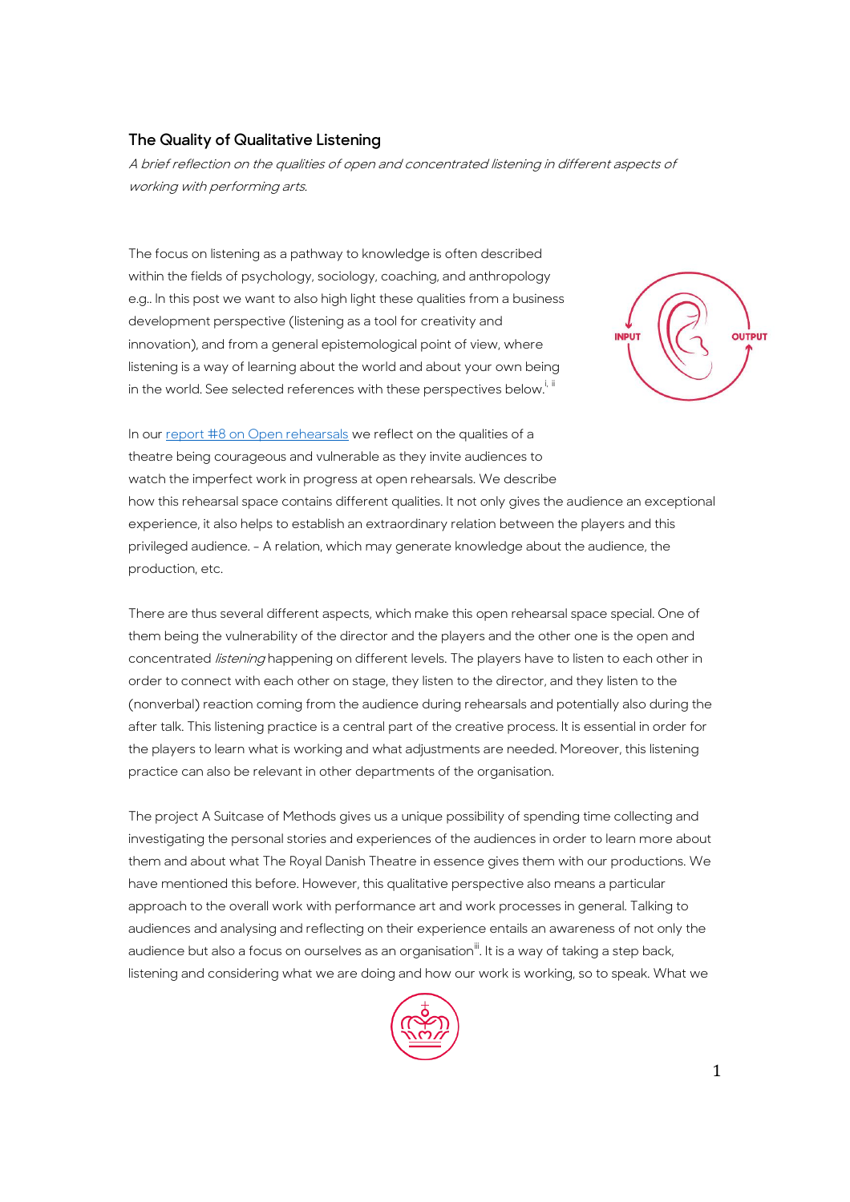## The Quality of Qualitative Listening

*A brief reflection on the qualities of open and concentrated listening in different aspects of working with performing arts.*

The focus on listening as a pathway to knowledge is often described within the fields of psychology, sociology, coaching, and anthropology e.g.. In this post we want to also high light these qualities from a business development perspective (listening as a tool for creativity and innovation), and from a general epistemological point of view, where listening is a way of learning about the world and about your own being in the world. See selected references with these perspectives below.[i, ii]

INPUT

OUTPUT

In our [report #8 on Open rehearsals]() we reflect on the qualities of a theatre being courageous and vulnerable as they invite audiences to watch the imperfect work in progress at open rehearsals. We describe how this rehearsal space contains different qualities. It not only gives the audience an exceptional experience, it also helps to establish an extraordinary relation between the players and this privileged audience. - A relation, which may generate knowledge about the audience, the production, etc.

There are thus several different aspects, which make this open rehearsal space special. One of them being the vulnerability of the director and the players and the other one is the open and concentrated *listening* happening on different levels. The players have to listen to each other in order to connect with each other on stage, they listen to the director, and they listen to the (nonverbal) reaction coming from the audience during rehearsals and potentially also during the after talk. This listening practice is a central part of the creative process. It is essential in order for the players to learn what is working and what adjustments are needed. Moreover, this listening practice can also be relevant in other departments of the organisation.

The project A Suitcase of Methods gives us a unique possibility of spending time collecting and investigating the personal stories and experiences of the audiences in order to learn more about them and about what The Royal Danish Theatre in essence gives them with our productions. We have mentioned this before. However, this qualitative perspective also means a particular approach to the overall work with performance art and work processes in general. Talking to audiences and analysing and reflecting on their experience entails an awareness of not only the audience but also a focus on ourselves as an organisation[iii]. It is a way of taking a step back, listening and considering what we are doing and how our work is working, so to speak. What we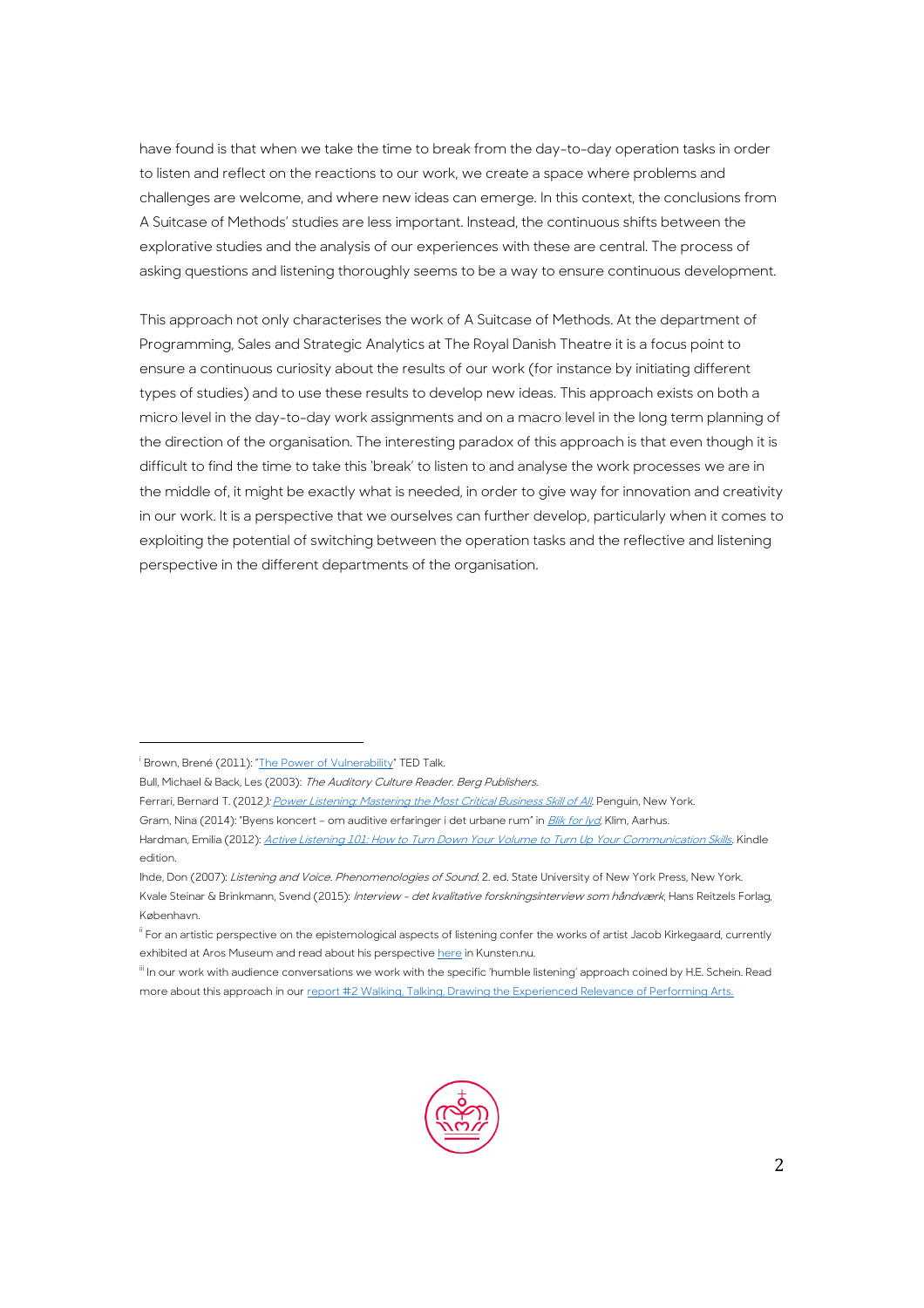have found is that when we take the time to break from the day-to-day operation tasks in order to listen and reflect on the reactions to our work, we create a space where problems and challenges are welcome, and where new ideas can emerge. In this context, the conclusions from A Suitcase of Methods' studies are less important. Instead, the continuous shifts between the explorative studies and the analysis of our experiences with these are central. The process of asking questions and listening thoroughly seems to be a way to ensure continuous development.

This approach not only characterises the work of A Suitcase of Methods. At the department of Programming, Sales and Strategic Analytics at The Royal Danish Theatre it is a focus point to ensure a continuous curiosity about the results of our work (for instance by initiating different types of studies) and to use these results to develop new ideas. This approach exists on both a micro level in the day-to-day work assignments and on a macro level in the long term planning of the direction of the organisation. The interesting paradox of this approach is that even though it is difficult to find the time to take this 'break' to listen to and analyse the work processes we are in the middle of, it might be exactly what is needed, in order to give way for innovation and creativity in our work. It is a perspective that we ourselves can further develop, particularly when it comes to exploiting the potential of switching between the operation tasks and the reflective and listening perspective in the different departments of the organisation.

---

[i] Brown, Brené (2011): "The Power of Vulnerability" TED Talk.

Bull, Michael & Back, Les (2003): *The Auditory Culture Reader. Berg Publishers.*

Ferrari, Bernard T. (2012*):* *Power Listening: Mastering the Most Critical Business Skill of All*. Penguin, New York.

Gram, Nina (2014): "Byens koncert – om auditive erfaringer i det urbane rum" in *Blik for lyd*, Klim, Aarhus.

Hardman, Emilia (2012): *Active Listening 101: How to Turn Down Your Volume to Turn Up Your Communication Skills*. Kindle edition.

Ihde, Don (2007): *Listening and Voice. Phenomenologies of Sound.* 2. ed. State University of New York Press, New York.

Kvale Steinar & Brinkmann, Svend (2015): *Interview - det kvalitative forskningsinterview som håndværk*, Hans Reitzels Forlag, København.

[ii] For an artistic perspective on the epistemological aspects of listening confer the works of artist Jacob Kirkegaard, currently exhibited at Aros Museum and read about his perspective here in Kunsten.nu.

[iii] In our work with audience conversations we work with the specific 'humble listening' approach coined by H.E. Schein. Read more about this approach in our report #2 Walking, Talking, Drawing the Experienced Relevance of Performing Arts.